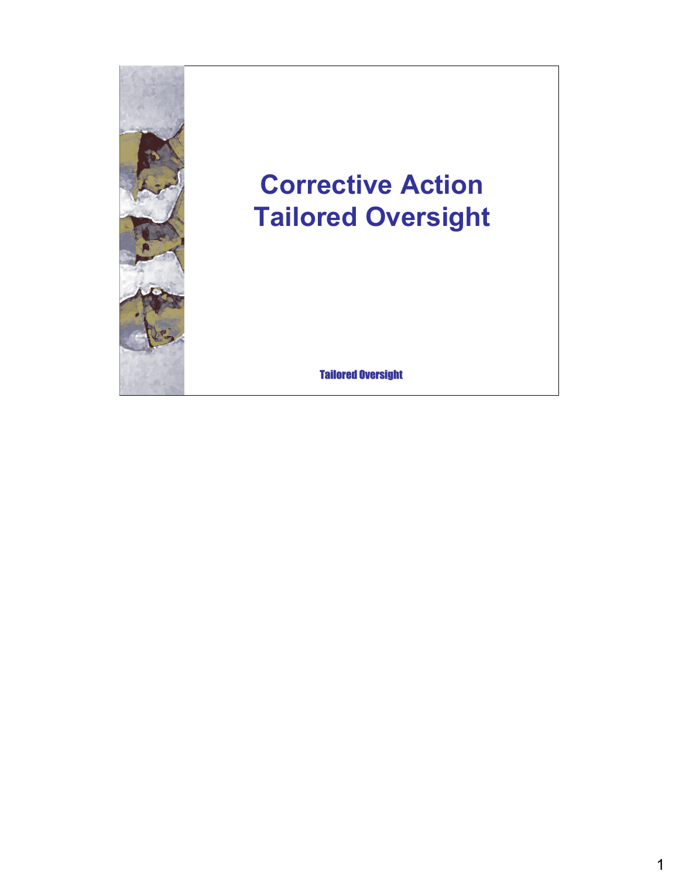# Corrective Action Tailored Oversight

Tailored Oversight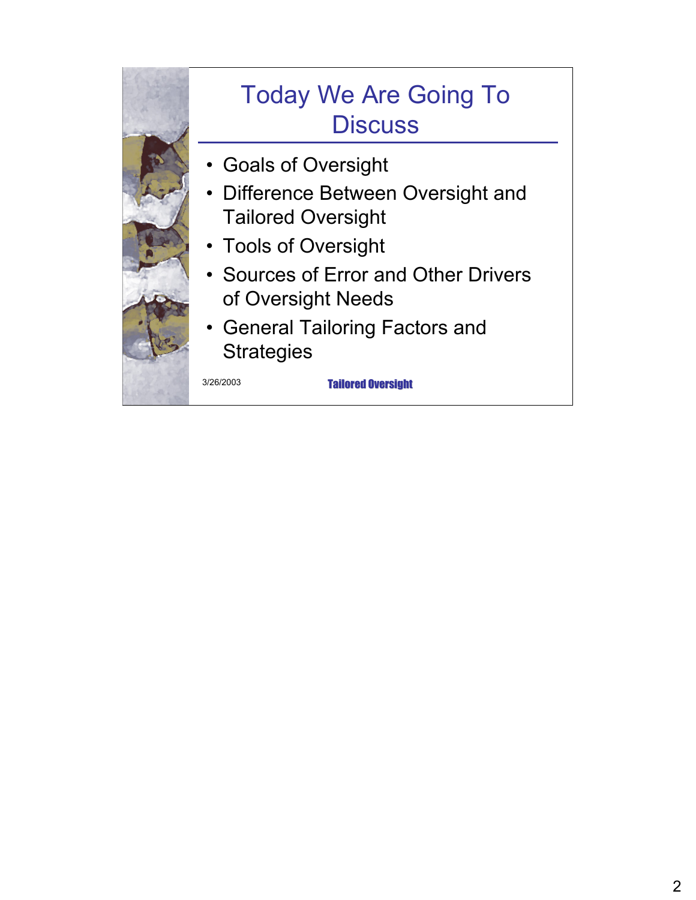# Today We Are Going To Discuss

- Goals of Oversight
- Difference Between Oversight and Tailored Oversight
- Tools of Oversight
- Sources of Error and Other Drivers of Oversight Needs
- General Tailoring Factors and Strategies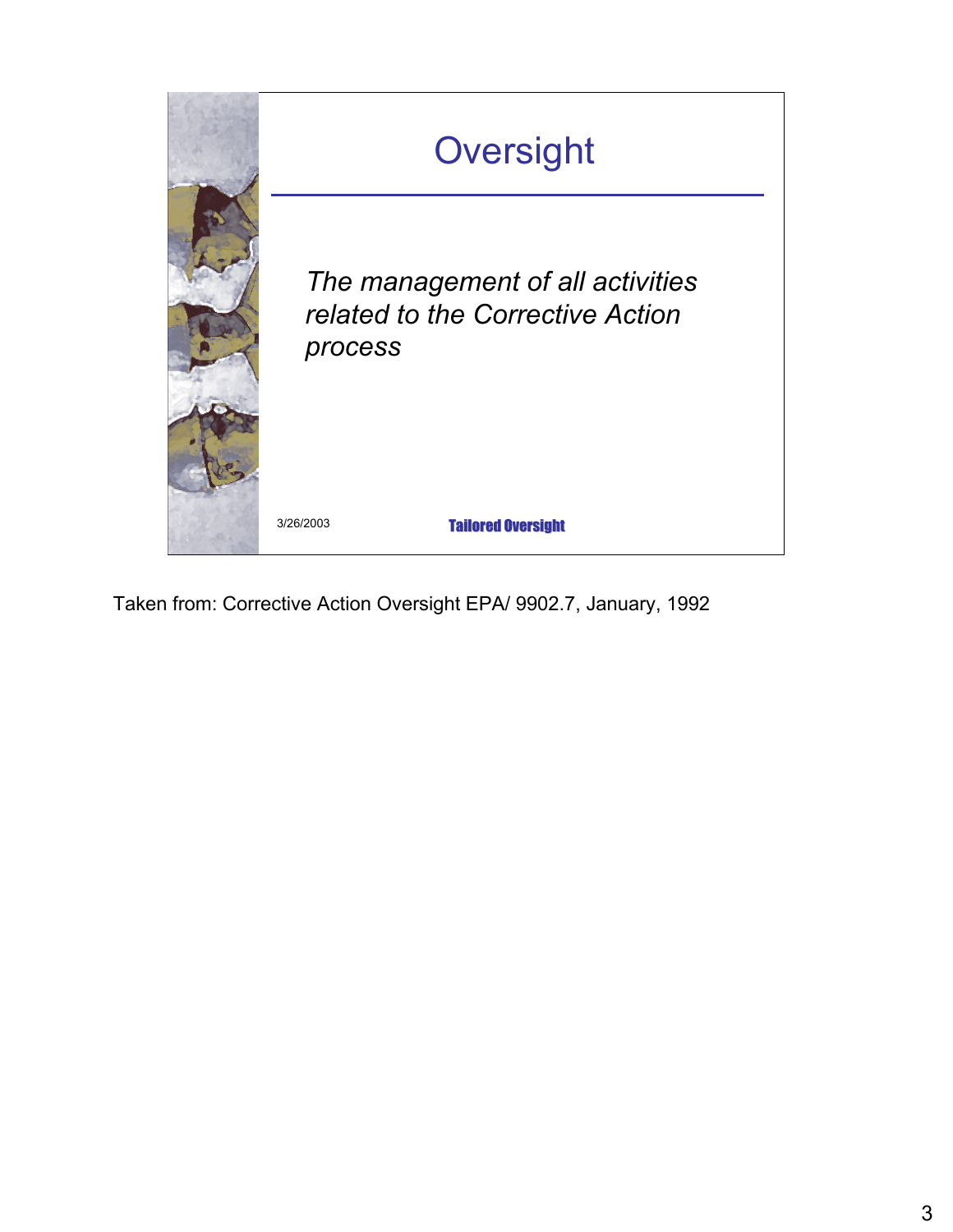# Oversight

*The management of all activities related to the Corrective Action process*

3/26/2003 **Tailored Oversight**

Taken from: Corrective Action Oversight EPA/ 9902.7, January, 1992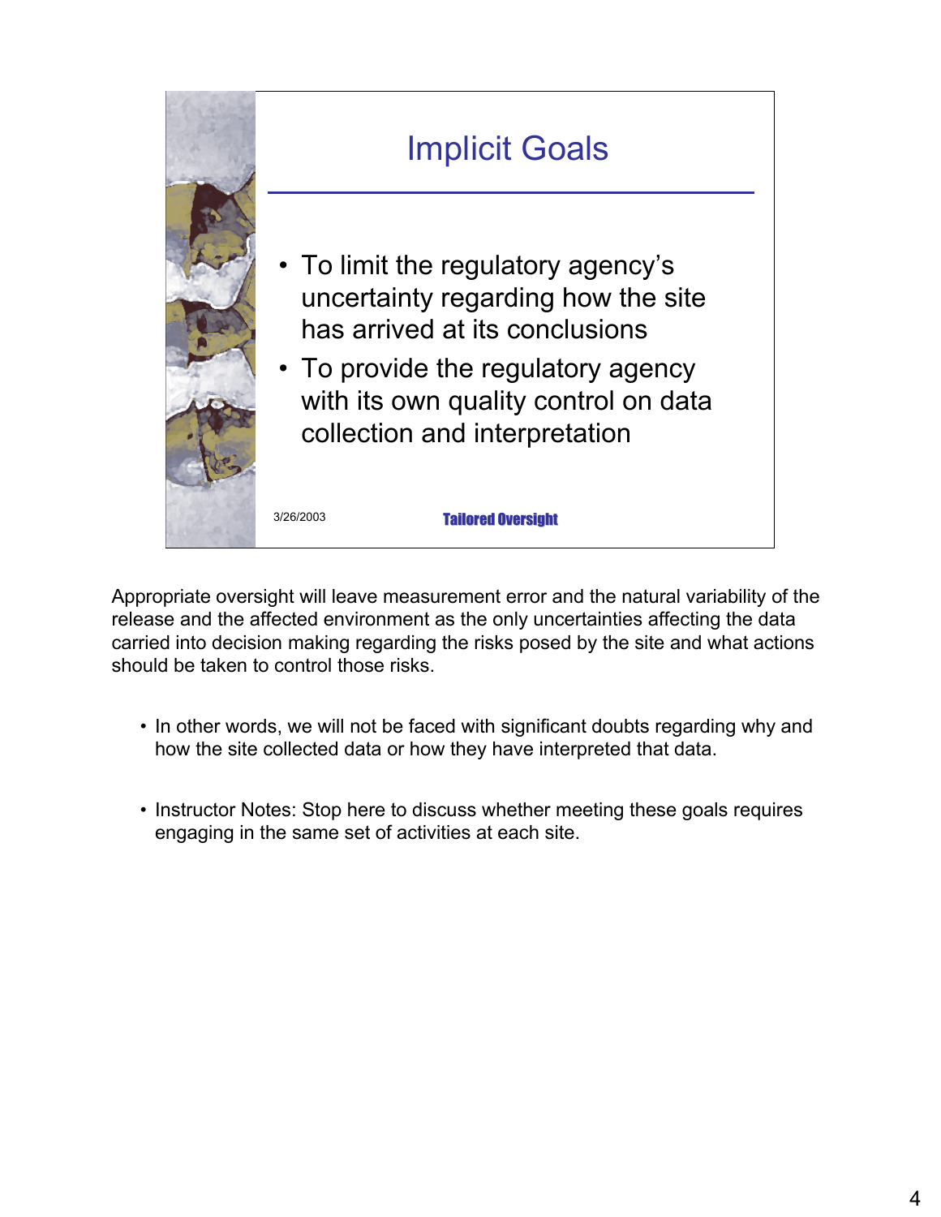## Implicit Goals

- To limit the regulatory agency's uncertainty regarding how the site has arrived at its conclusions
- To provide the regulatory agency with its own quality control on data collection and interpretation

3/26/2003 **Tailored Oversight**

Appropriate oversight will leave measurement error and the natural variability of the release and the affected environment as the only uncertainties affecting the data carried into decision making regarding the risks posed by the site and what actions should be taken to control those risks.

- In other words, we will not be faced with significant doubts regarding why and how the site collected data or how they have interpreted that data.

- Instructor Notes: Stop here to discuss whether meeting these goals requires engaging in the same set of activities at each site.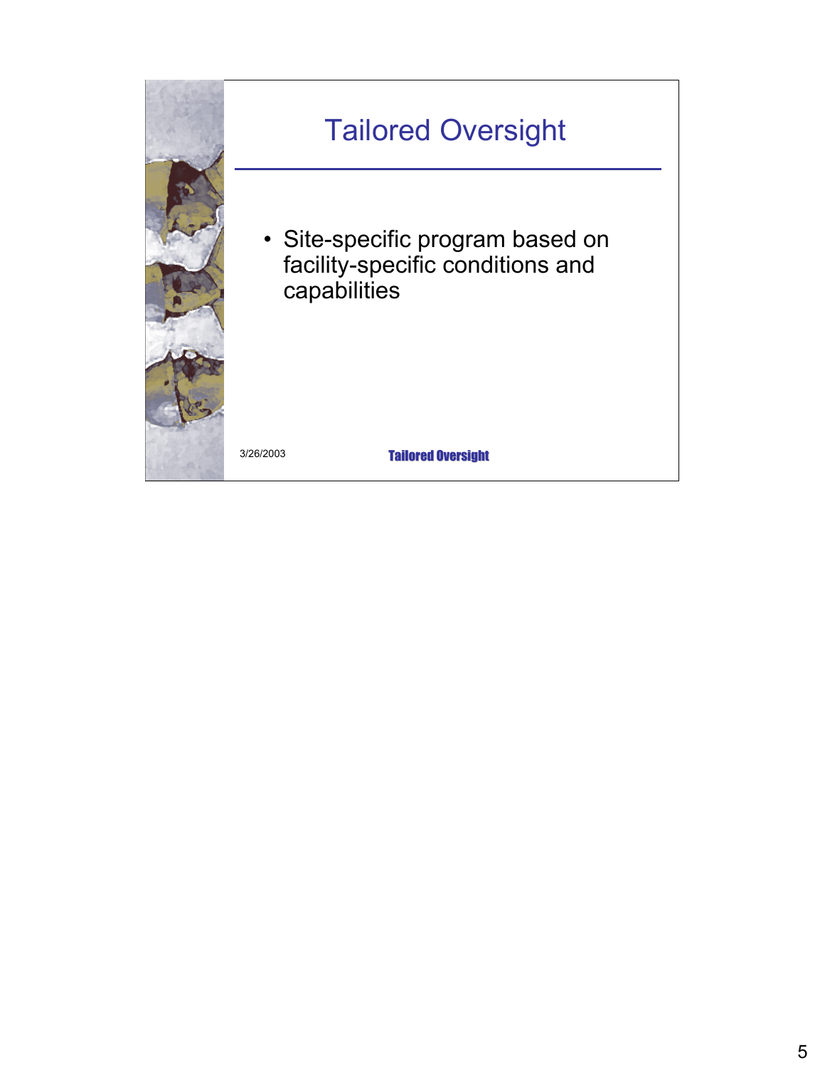# Tailored Oversight

- Site-specific program based on facility-specific conditions and capabilities

3/26/2003

**Tailored Oversight**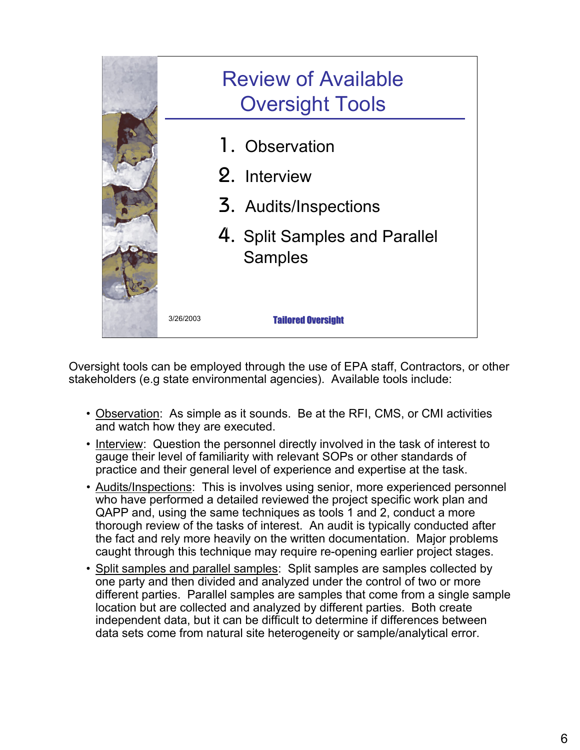## Review of Available Oversight Tools

1. Observation
2. Interview
3. Audits/Inspections
4. Split Samples and Parallel Samples

3/26/2003

**Tailored Oversight**

Oversight tools can be employed through the use of EPA staff, Contractors, or other stakeholders (e.g state environmental agencies). Available tools include:

- Observation: As simple as it sounds. Be at the RFI, CMS, or CMI activities and watch how they are executed.
- Interview: Question the personnel directly involved in the task of interest to gauge their level of familiarity with relevant SOPs or other standards of practice and their general level of experience and expertise at the task.
- Audits/Inspections: This is involves using senior, more experienced personnel who have performed a detailed reviewed the project specific work plan and QAPP and, using the same techniques as tools 1 and 2, conduct a more thorough review of the tasks of interest. An audit is typically conducted after the fact and rely more heavily on the written documentation. Major problems caught through this technique may require re-opening earlier project stages.
- Split samples and parallel samples: Split samples are samples collected by one party and then divided and analyzed under the control of two or more different parties. Parallel samples are samples that come from a single sample location but are collected and analyzed by different parties. Both create independent data, but it can be difficult to determine if differences between data sets come from natural site heterogeneity or sample/analytical error.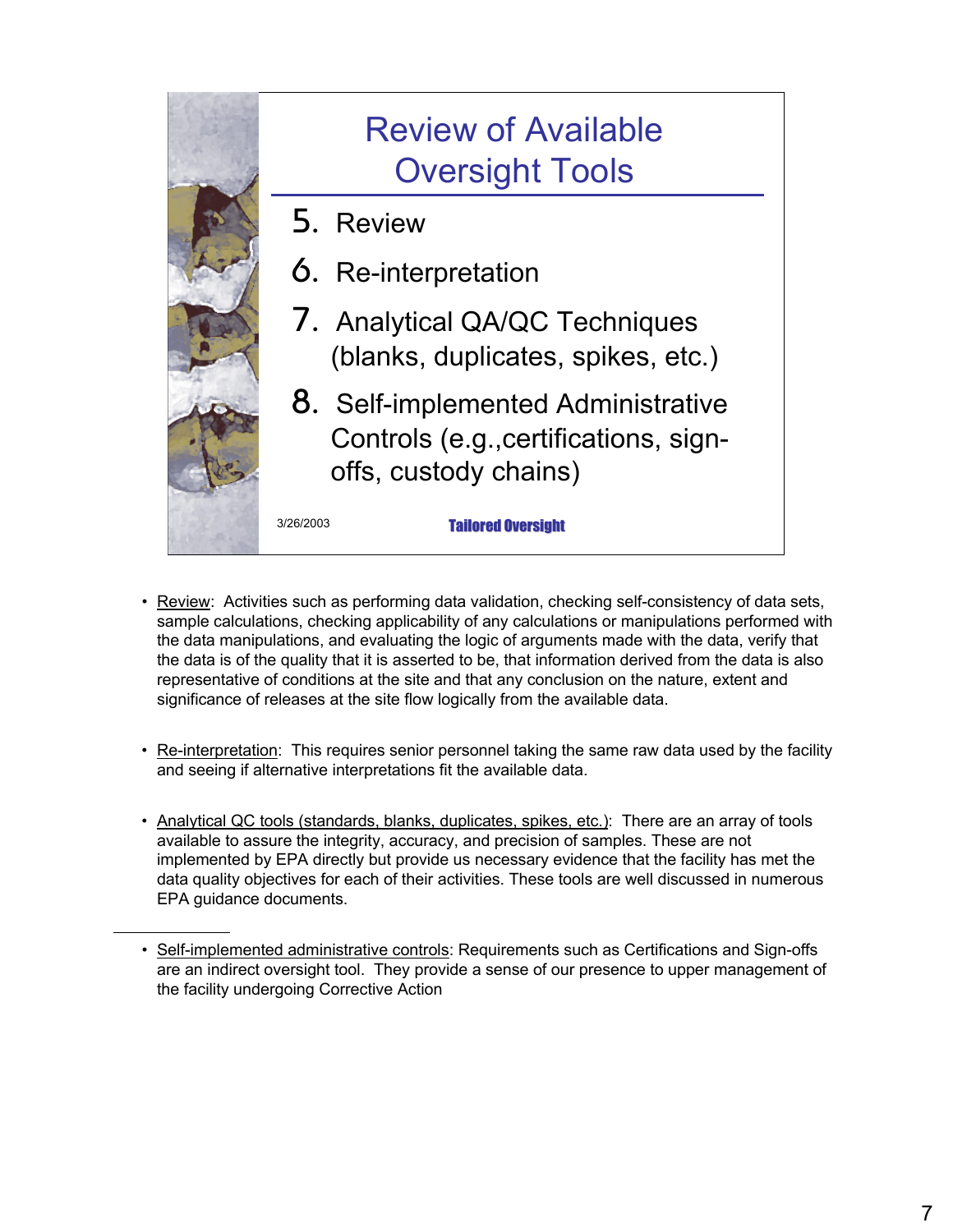## Review of Available Oversight Tools

5. Review
6. Re-interpretation
7. Analytical QA/QC Techniques (blanks, duplicates, spikes, etc.)
8. Self-implemented Administrative Controls (e.g.,certifications, sign-offs, custody chains)

3/26/2003 **Tailored Oversight**

- Review: Activities such as performing data validation, checking self-consistency of data sets, sample calculations, checking applicability of any calculations or manipulations performed with the data manipulations, and evaluating the logic of arguments made with the data, verify that the data is of the quality that it is asserted to be, that information derived from the data is also representative of conditions at the site and that any conclusion on the nature, extent and significance of releases at the site flow logically from the available data.

- Re-interpretation: This requires senior personnel taking the same raw data used by the facility and seeing if alternative interpretations fit the available data.

- Analytical QC tools (standards, blanks, duplicates, spikes, etc.): There are an array of tools available to assure the integrity, accuracy, and precision of samples. These are not implemented by EPA directly but provide us necessary evidence that the facility has met the data quality objectives for each of their activities. These tools are well discussed in numerous EPA guidance documents.

- Self-implemented administrative controls: Requirements such as Certifications and Sign-offs are an indirect oversight tool. They provide a sense of our presence to upper management of the facility undergoing Corrective Action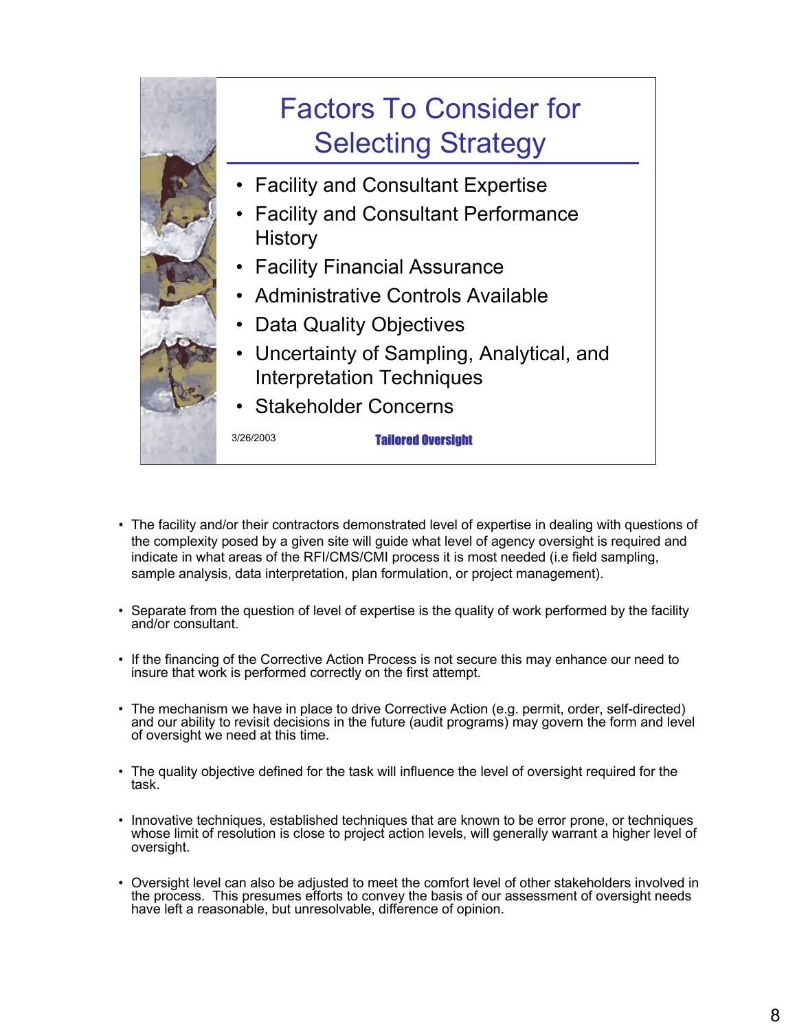## Factors To Consider for Selecting Strategy

- Facility and Consultant Expertise
- Facility and Consultant Performance History
- Facility Financial Assurance
- Administrative Controls Available
- Data Quality Objectives
- Uncertainty of Sampling, Analytical, and Interpretation Techniques
- Stakeholder Concerns

3/26/2003 **Tailored Oversight**

- The facility and/or their contractors demonstrated level of expertise in dealing with questions of the complexity posed by a given site will guide what level of agency oversight is required and indicate in what areas of the RFI/CMS/CMI process it is most needed (i.e field sampling, sample analysis, data interpretation, plan formulation, or project management).
- Separate from the question of level of expertise is the quality of work performed by the facility and/or consultant.
- If the financing of the Corrective Action Process is not secure this may enhance our need to insure that work is performed correctly on the first attempt.
- The mechanism we have in place to drive Corrective Action (e.g. permit, order, self-directed) and our ability to revisit decisions in the future (audit programs) may govern the form and level of oversight we need at this time.
- The quality objective defined for the task will influence the level of oversight required for the task.
- Innovative techniques, established techniques that are known to be error prone, or techniques whose limit of resolution is close to project action levels, will generally warrant a higher level of oversight.
- Oversight level can also be adjusted to meet the comfort level of other stakeholders involved in the process. This presumes efforts to convey the basis of our assessment of oversight needs have left a reasonable, but unresolvable, difference of opinion.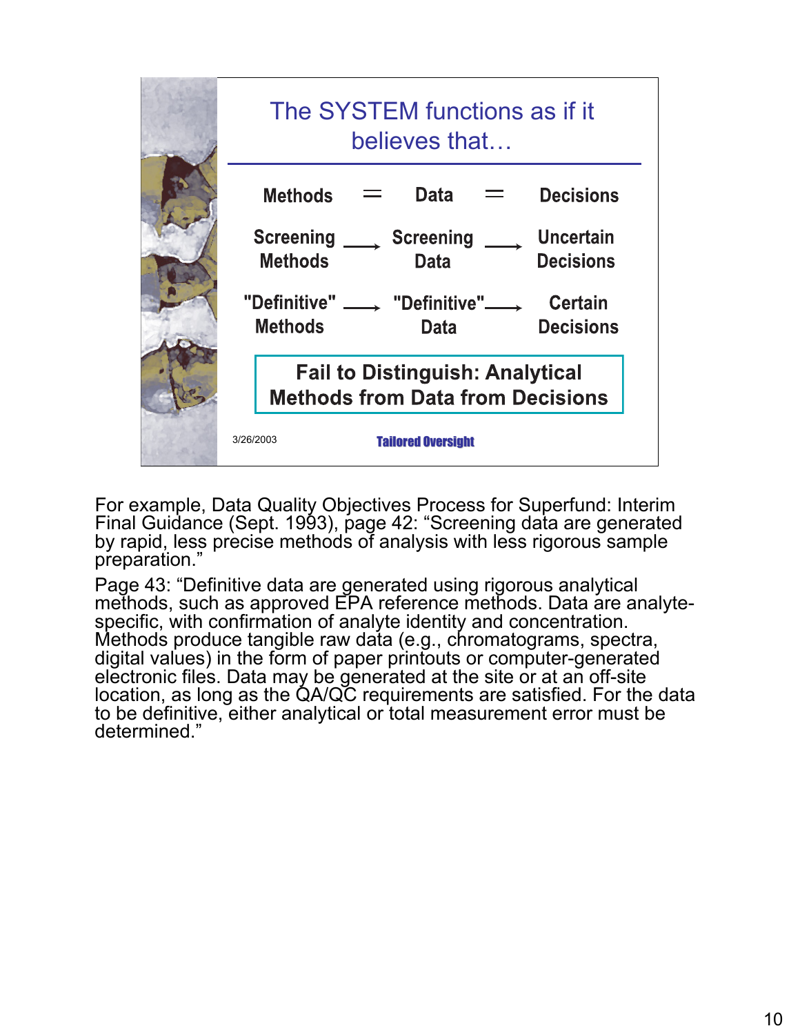## The SYSTEM functions as if it believes that…

| Methods | = | Data | = | Decisions |
|---|---|---|---|---|
| Screening Methods | → | Screening Data | → | Uncertain Decisions |
| "Definitive" Methods | → | "Definitive" Data | → | Certain Decisions |

**Fail to Distinguish: Analytical Methods from Data from Decisions**

3/26/2003

**Tailored Oversight**

For example, Data Quality Objectives Process for Superfund: Interim Final Guidance (Sept. 1993), page 42: "Screening data are generated by rapid, less precise methods of analysis with less rigorous sample preparation."

Page 43: "Definitive data are generated using rigorous analytical methods, such as approved EPA reference methods. Data are analyte-specific, with confirmation of analyte identity and concentration. Methods produce tangible raw data (e.g., chromatograms, spectra, digital values) in the form of paper printouts or computer-generated electronic files. Data may be generated at the site or at an off-site location, as long as the QA/QC requirements are satisfied. For the data to be definitive, either analytical or total measurement error must be determined."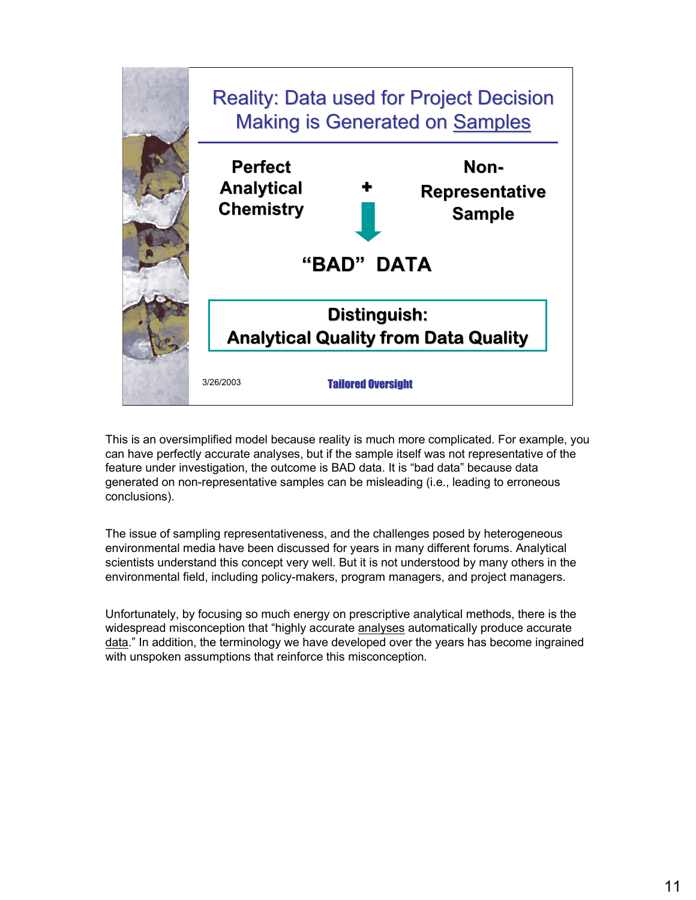## Reality: Data used for Project Decision Making is Generated on Samples

**Perfect Analytical Chemistry** + **Non-Representative Sample**

↓

**“BAD” DATA**

**Distinguish:**
**Analytical Quality from Data Quality**

3/26/2003

Tailored Oversight

This is an oversimplified model because reality is much more complicated. For example, you can have perfectly accurate analyses, but if the sample itself was not representative of the feature under investigation, the outcome is BAD data. It is “bad data” because data generated on non-representative samples can be misleading (i.e., leading to erroneous conclusions).

The issue of sampling representativeness, and the challenges posed by heterogeneous environmental media have been discussed for years in many different forums. Analytical scientists understand this concept very well. But it is not understood by many others in the environmental field, including policy-makers, program managers, and project managers.

Unfortunately, by focusing so much energy on prescriptive analytical methods, there is the widespread misconception that “highly accurate analyses automatically produce accurate data.” In addition, the terminology we have developed over the years has become ingrained with unspoken assumptions that reinforce this misconception.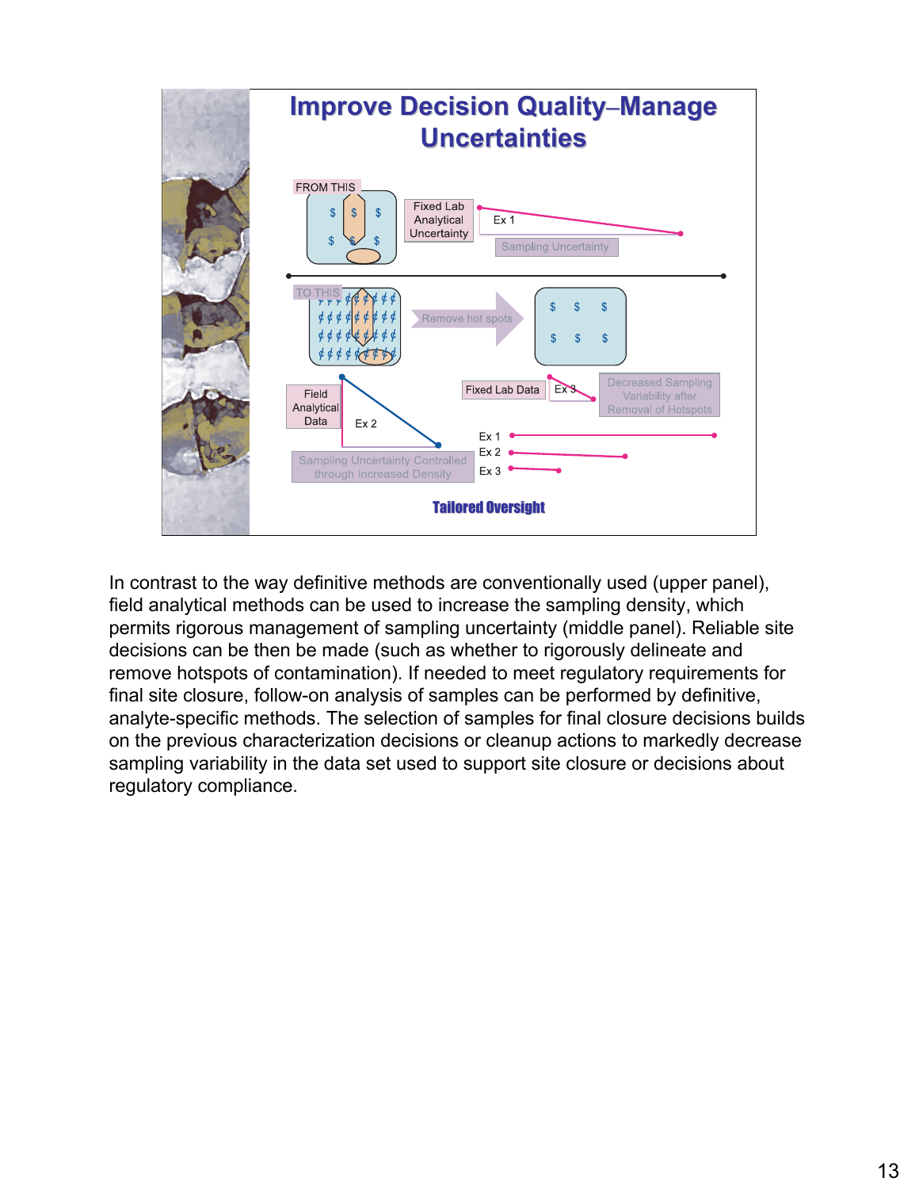# Improve Decision Quality–Manage Uncertainties

FROM THIS

Fixed Lab Analytical Uncertainty

Ex 1

Sampling Uncertainty

TO THIS

Remove hot spots

Field Analytical Data

Ex 2

Sampling Uncertainty Controlled through Increased Density

Fixed Lab Data

Ex 3

Decreased Sampling Variability after Removal of Hotspots

Ex 1

Ex 2

Ex 3

**Tailored Oversight**

In contrast to the way definitive methods are conventionally used (upper panel), field analytical methods can be used to increase the sampling density, which permits rigorous management of sampling uncertainty (middle panel). Reliable site decisions can be then be made (such as whether to rigorously delineate and remove hotspots of contamination). If needed to meet regulatory requirements for final site closure, follow-on analysis of samples can be performed by definitive, analyte-specific methods. The selection of samples for final closure decisions builds on the previous characterization decisions or cleanup actions to markedly decrease sampling variability in the data set used to support site closure or decisions about regulatory compliance.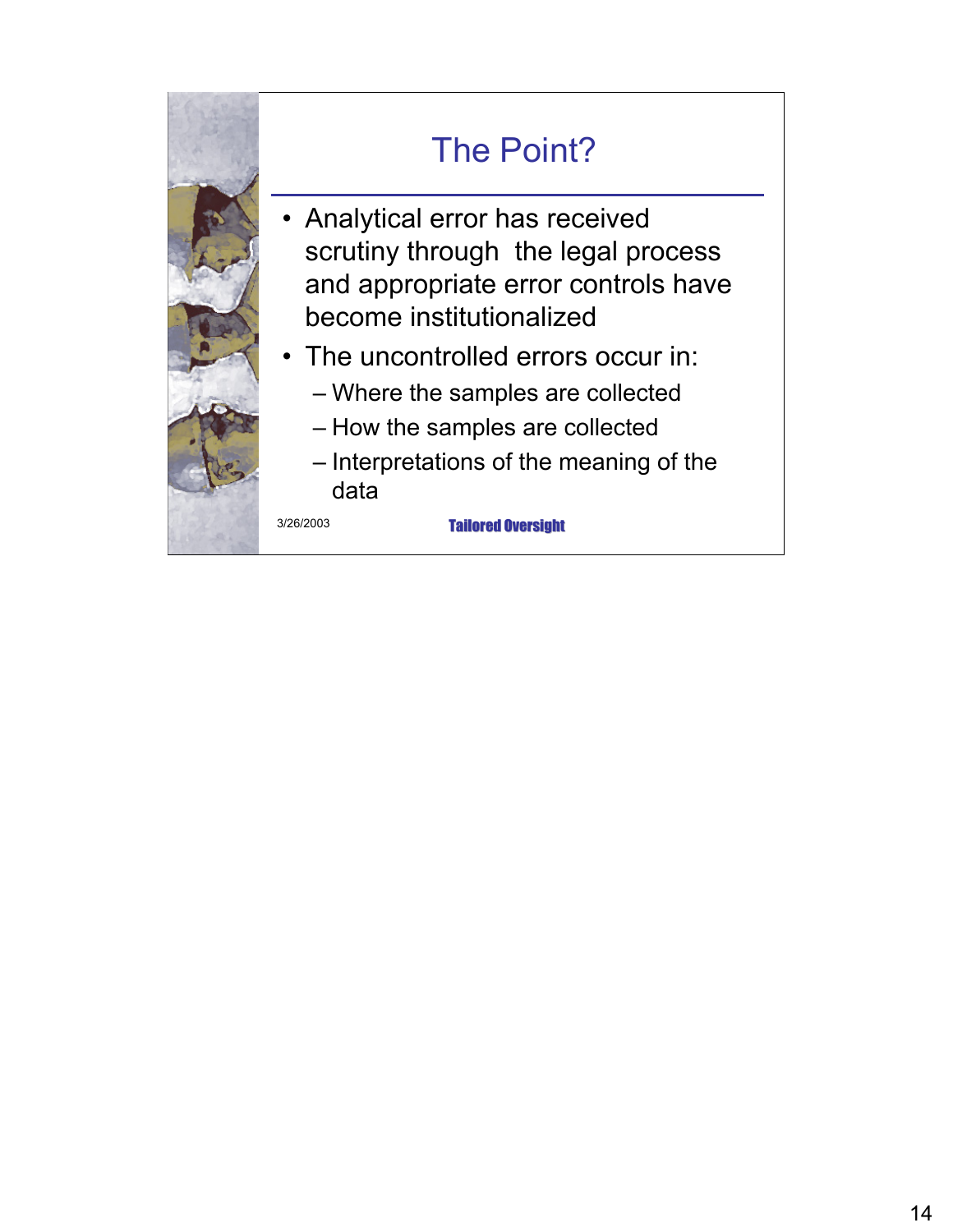# The Point?

- Analytical error has received scrutiny through the legal process and appropriate error controls have become institutionalized
- The uncontrolled errors occur in:
  - Where the samples are collected
  - How the samples are collected
  - Interpretations of the meaning of the data

3/26/2003

Tailored Oversight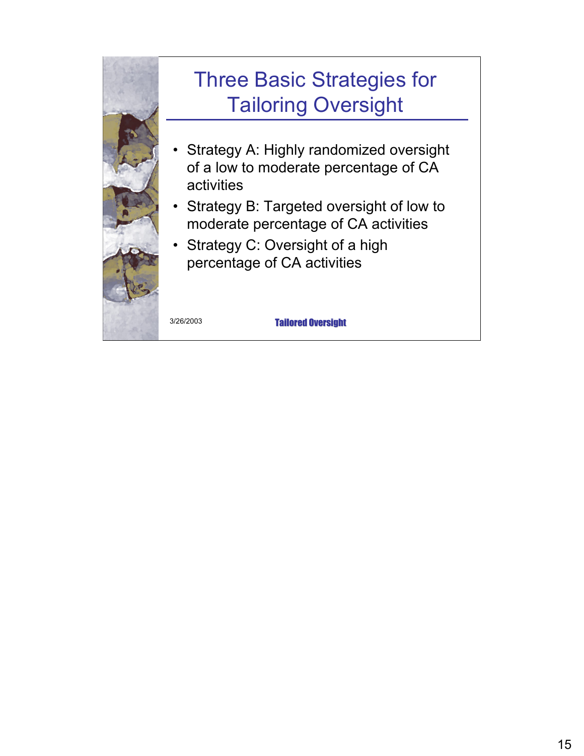# Three Basic Strategies for Tailoring Oversight

- Strategy A: Highly randomized oversight of a low to moderate percentage of CA activities
- Strategy B: Targeted oversight of low to moderate percentage of CA activities
- Strategy C: Oversight of a high percentage of CA activities

3/26/2003

**Tailored Oversight**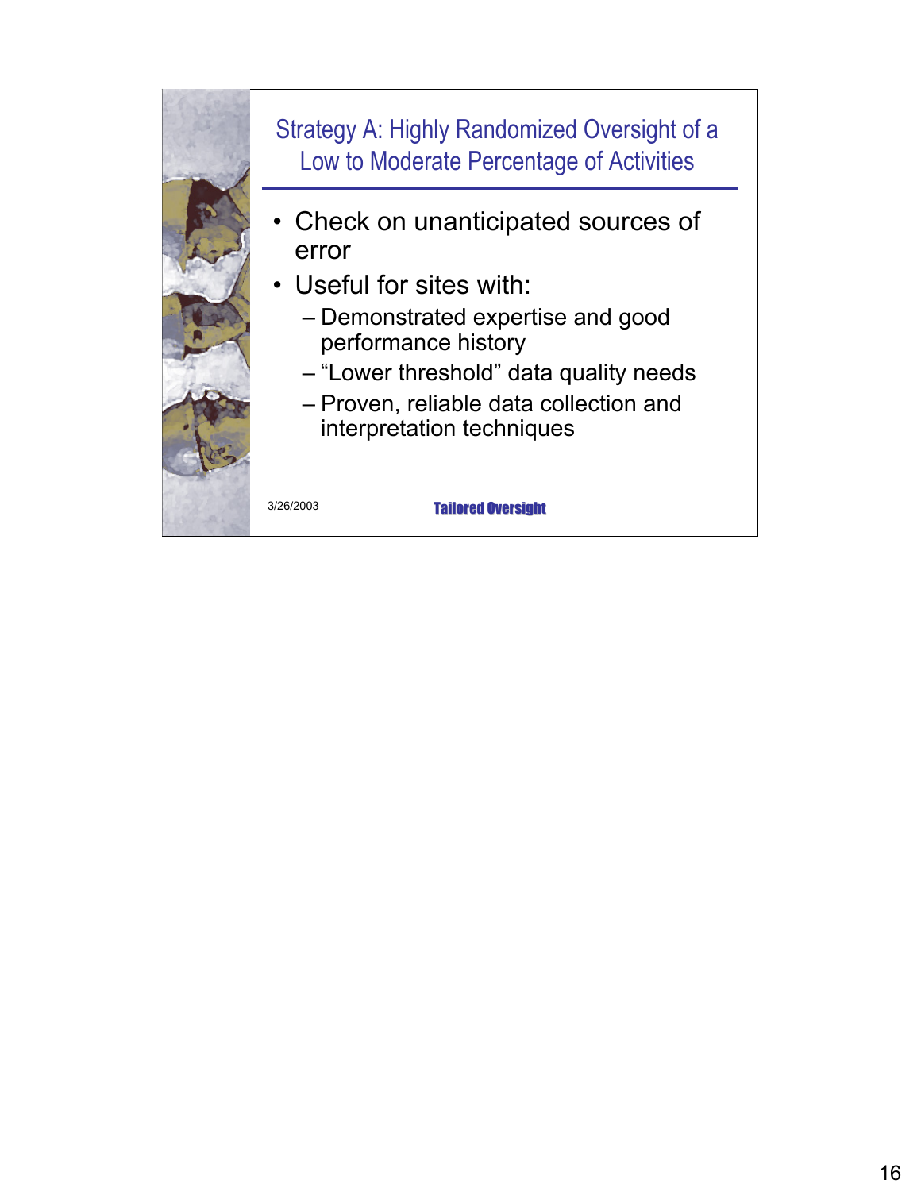## Strategy A: Highly Randomized Oversight of a Low to Moderate Percentage of Activities

- Check on unanticipated sources of error
- Useful for sites with:
  - Demonstrated expertise and good performance history
  - “Lower threshold” data quality needs
  - Proven, reliable data collection and interpretation techniques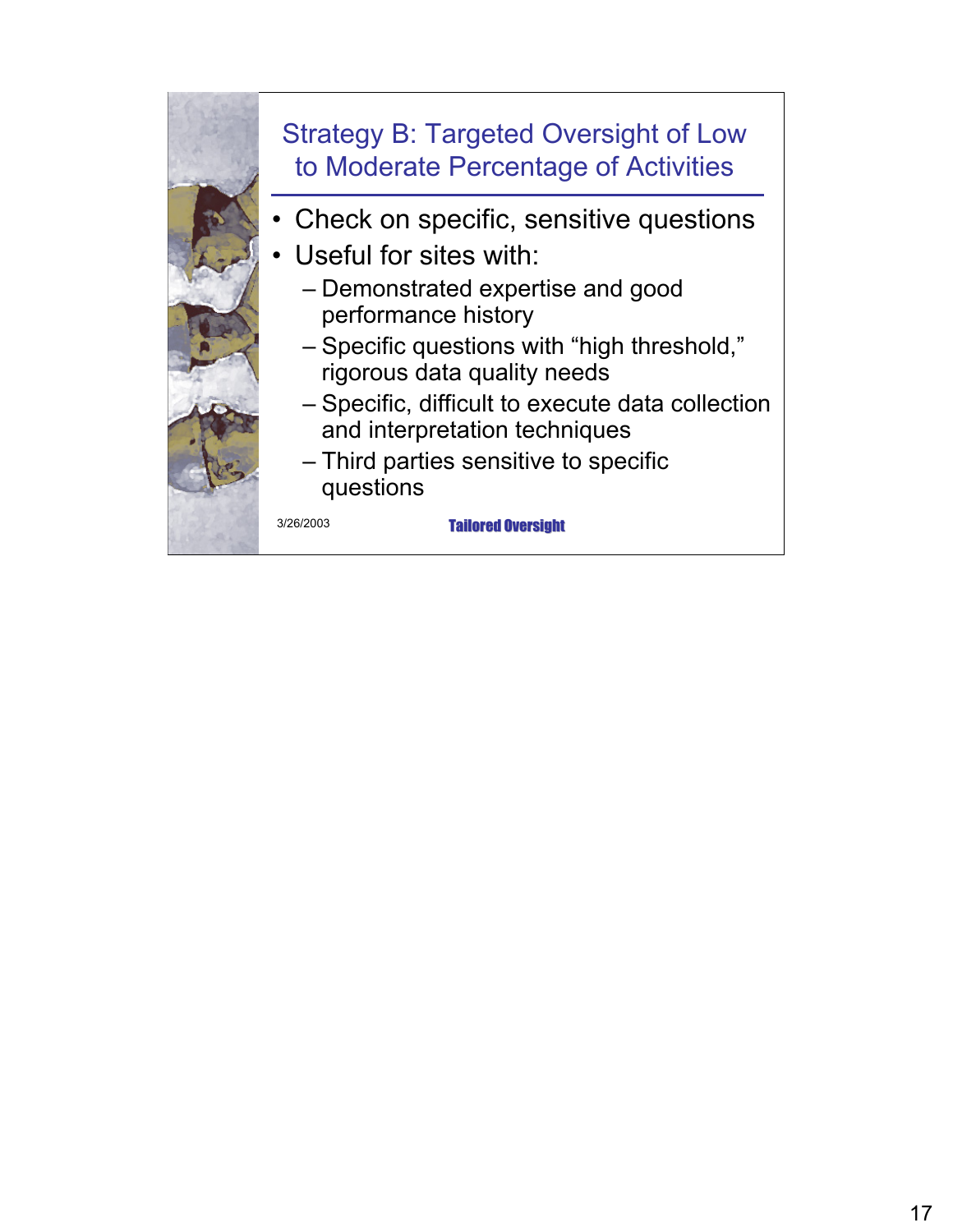## Strategy B: Targeted Oversight of Low to Moderate Percentage of Activities

- Check on specific, sensitive questions
- Useful for sites with:
  - Demonstrated expertise and good performance history
  - Specific questions with “high threshold,” rigorous data quality needs
  - Specific, difficult to execute data collection and interpretation techniques
  - Third parties sensitive to specific questions

3/26/2003 Tailored Oversight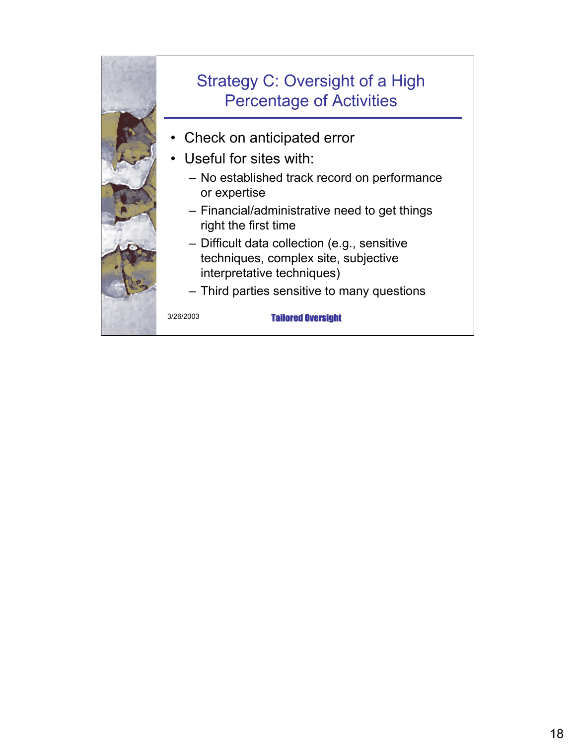# Strategy C: Oversight of a High Percentage of Activities

- Check on anticipated error
- Useful for sites with:
  - No established track record on performance or expertise
  - Financial/administrative need to get things right the first time
  - Difficult data collection (e.g., sensitive techniques, complex site, subjective interpretative techniques)
  - Third parties sensitive to many questions

3/26/2003

**Tailored Oversight**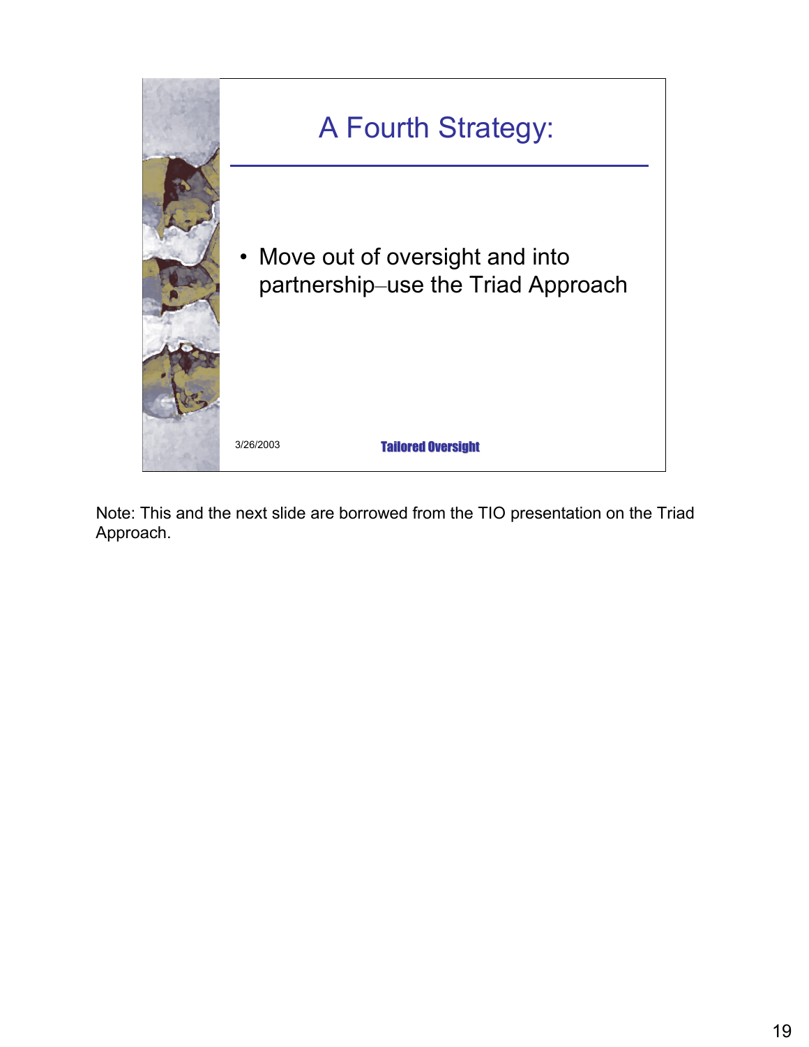# A Fourth Strategy:

- Move out of oversight and into partnership–use the Triad Approach

3/26/2003

Tailored Oversight

Note: This and the next slide are borrowed from the TIO presentation on the Triad Approach.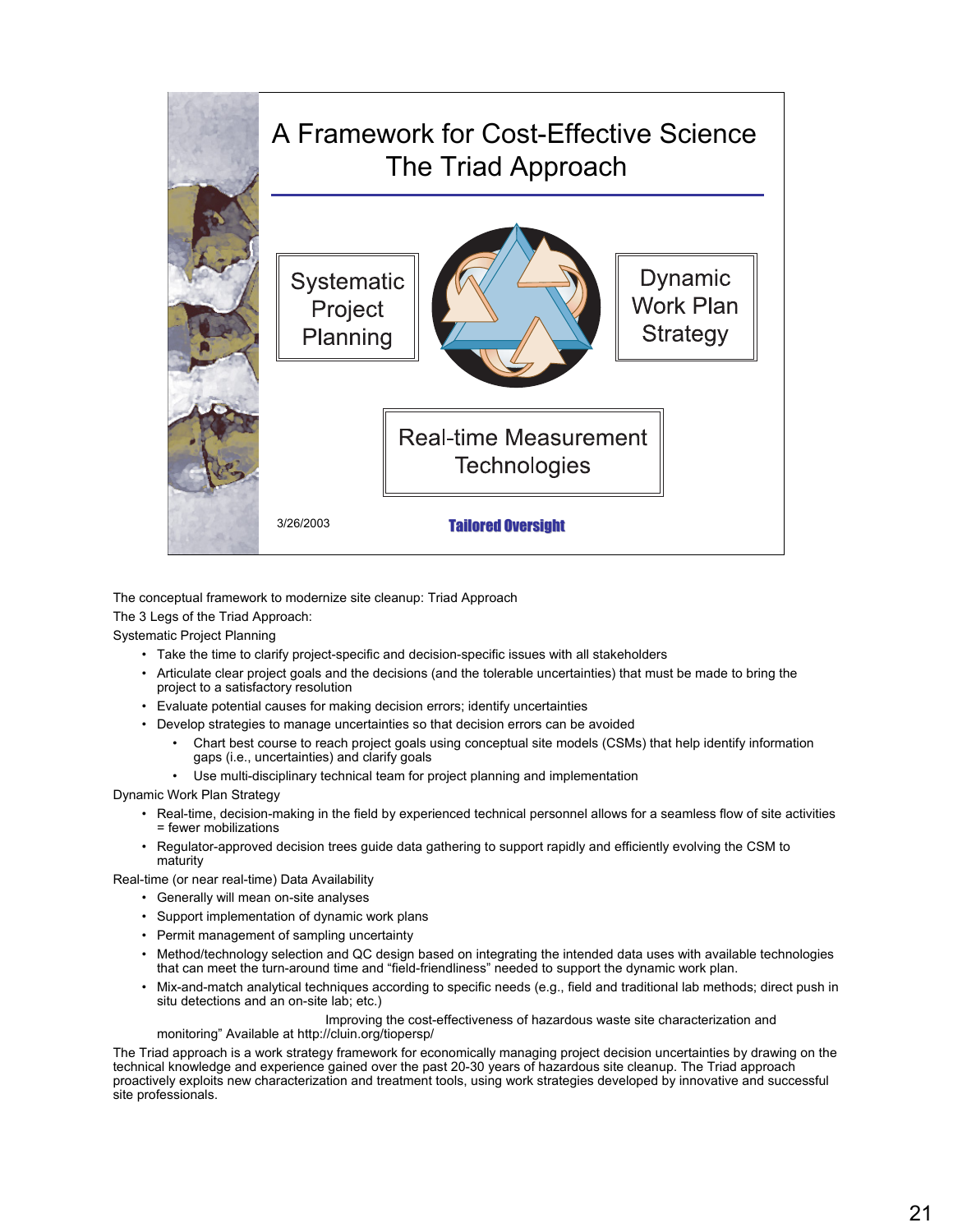# A Framework for Cost-Effective Science
## The Triad Approach

Systematic Project Planning

Dynamic Work Plan Strategy

Real-time Measurement Technologies

3/26/2003

Tailored Oversight

The conceptual framework to modernize site cleanup: Triad Approach

The 3 Legs of the Triad Approach:

Systematic Project Planning

- Take the time to clarify project-specific and decision-specific issues with all stakeholders
- Articulate clear project goals and the decisions (and the tolerable uncertainties) that must be made to bring the project to a satisfactory resolution
- Evaluate potential causes for making decision errors; identify uncertainties
- Develop strategies to manage uncertainties so that decision errors can be avoided
  - Chart best course to reach project goals using conceptual site models (CSMs) that help identify information gaps (i.e., uncertainties) and clarify goals
  - Use multi-disciplinary technical team for project planning and implementation

Dynamic Work Plan Strategy

- Real-time, decision-making in the field by experienced technical personnel allows for a seamless flow of site activities = fewer mobilizations
- Regulator-approved decision trees guide data gathering to support rapidly and efficiently evolving the CSM to maturity

Real-time (or near real-time) Data Availability

- Generally will mean on-site analyses
- Support implementation of dynamic work plans
- Permit management of sampling uncertainty
- Method/technology selection and QC design based on integrating the intended data uses with available technologies that can meet the turn-around time and "field-friendliness" needed to support the dynamic work plan.
- Mix-and-match analytical techniques according to specific needs (e.g., field and traditional lab methods; direct push in situ detections and an on-site lab; etc.)

Improving the cost-effectiveness of hazardous waste site characterization and monitoring" Available at http://cluin.org/tiopersp/

The Triad approach is a work strategy framework for economically managing project decision uncertainties by drawing on the technical knowledge and experience gained over the past 20-30 years of hazardous site cleanup. The Triad approach proactively exploits new characterization and treatment tools, using work strategies developed by innovative and successful site professionals.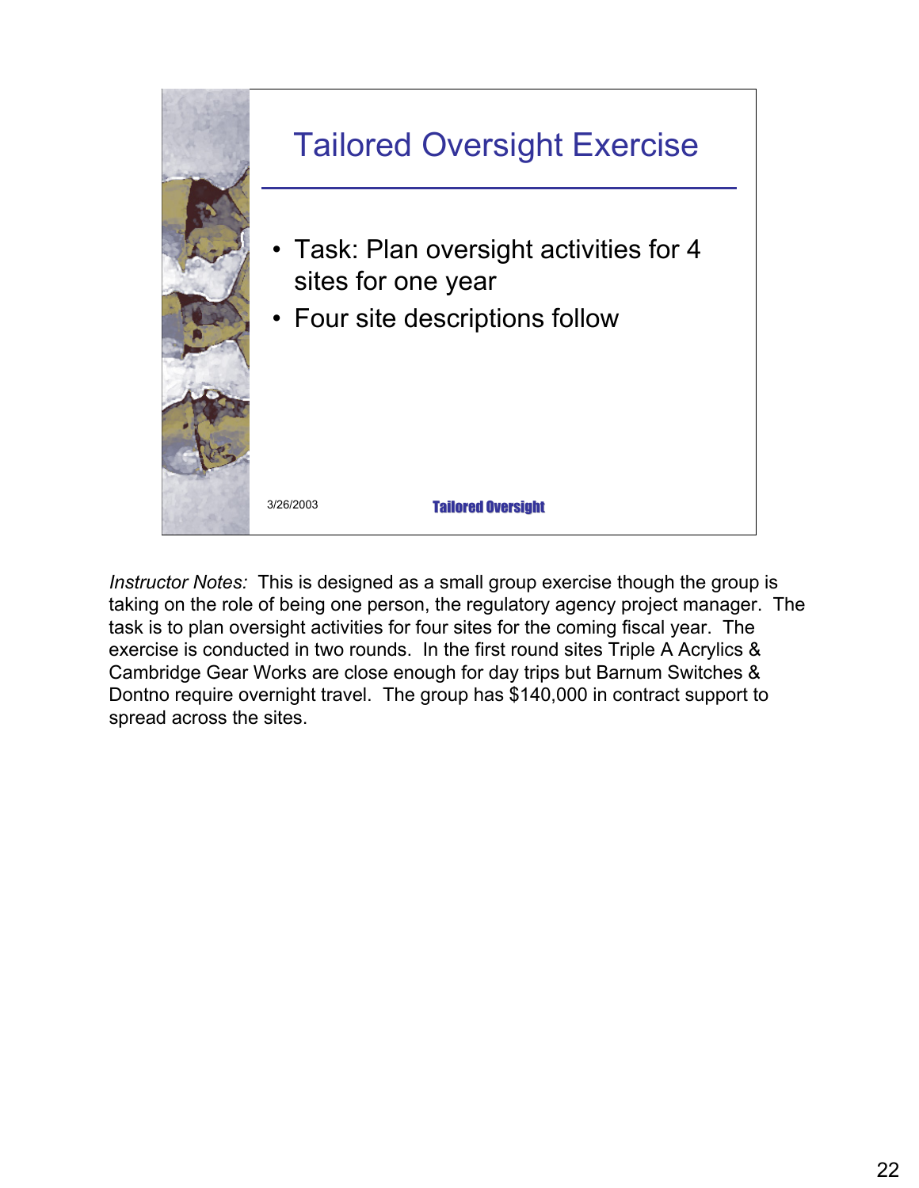# Tailored Oversight Exercise

- Task: Plan oversight activities for 4 sites for one year
- Four site descriptions follow

3/26/2003 Tailored Oversight

*Instructor Notes:* This is designed as a small group exercise though the group is taking on the role of being one person, the regulatory agency project manager. The task is to plan oversight activities for four sites for the coming fiscal year. The exercise is conducted in two rounds. In the first round sites Triple A Acrylics & Cambridge Gear Works are close enough for day trips but Barnum Switches & Dontno require overnight travel. The group has $140,000 in contract support to spread across the sites.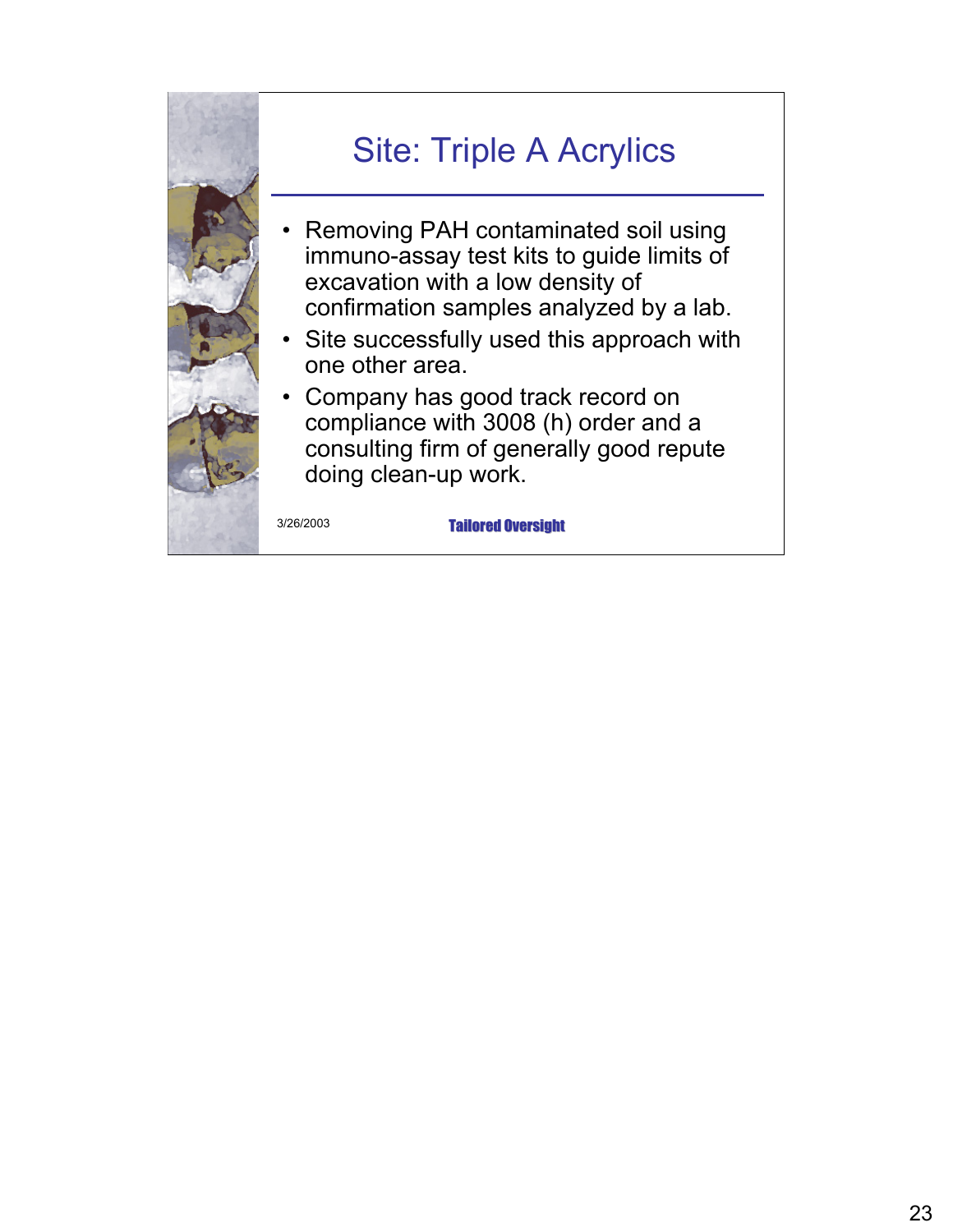# Site: Triple A Acrylics

- Removing PAH contaminated soil using immuno-assay test kits to guide limits of excavation with a low density of confirmation samples analyzed by a lab.
- Site successfully used this approach with one other area.
- Company has good track record on compliance with 3008 (h) order and a consulting firm of generally good repute doing clean-up work.

3/26/2003

Tailored Oversight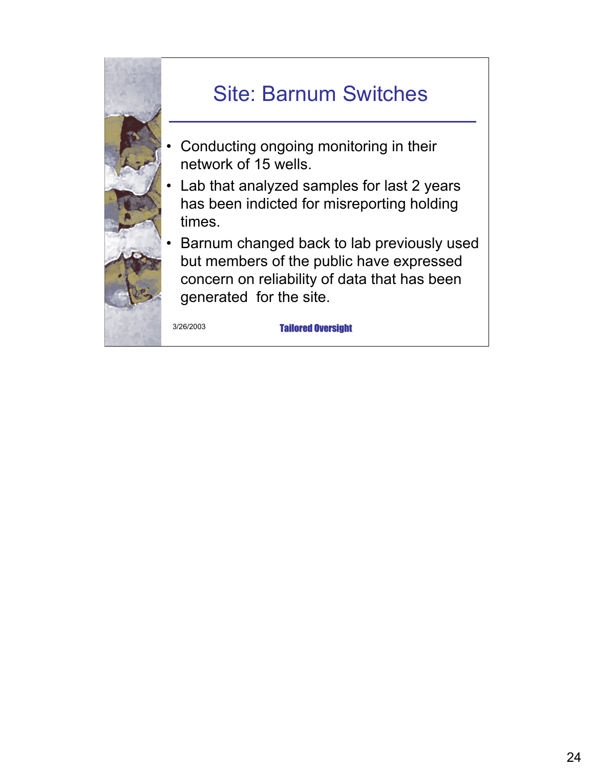# Site: Barnum Switches

- Conducting ongoing monitoring in their network of 15 wells.
- Lab that analyzed samples for last 2 years has been indicted for misreporting holding times.
- Barnum changed back to lab previously used but members of the public have expressed concern on reliability of data that has been generated for the site.

3/26/2003

**Tailored Oversight**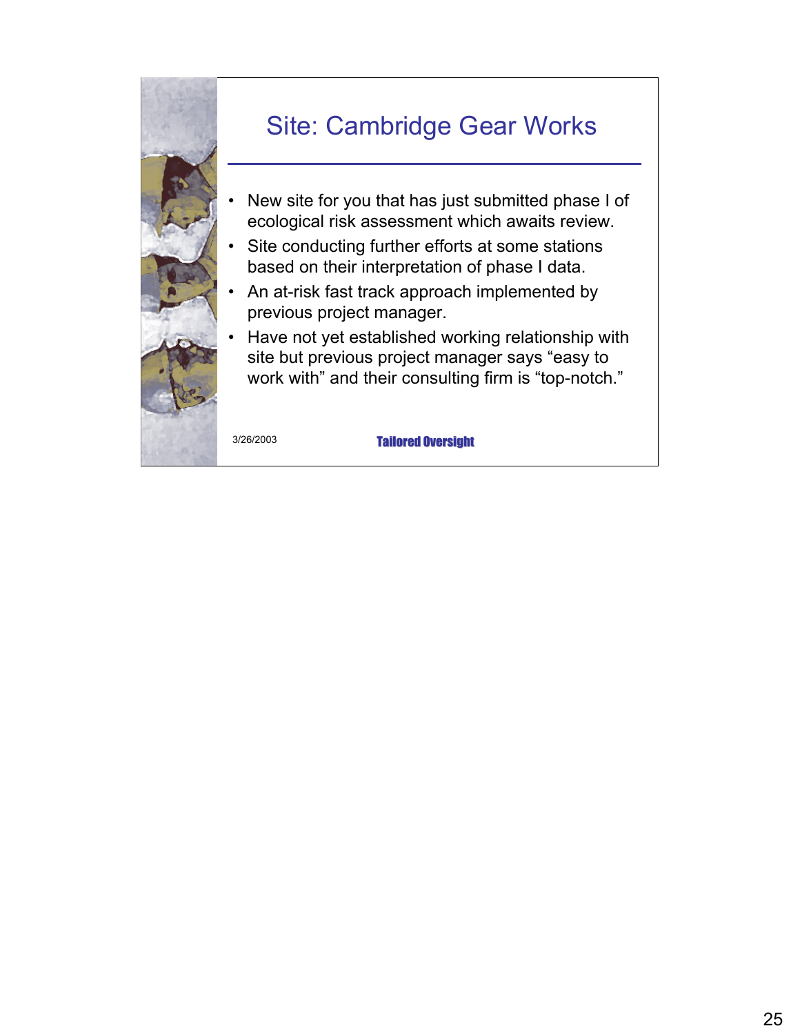# Site: Cambridge Gear Works

- New site for you that has just submitted phase I of ecological risk assessment which awaits review.
- Site conducting further efforts at some stations based on their interpretation of phase I data.
- An at-risk fast track approach implemented by previous project manager.
- Have not yet established working relationship with site but previous project manager says "easy to work with" and their consulting firm is "top-notch."

3/26/2003

**Tailored Oversight**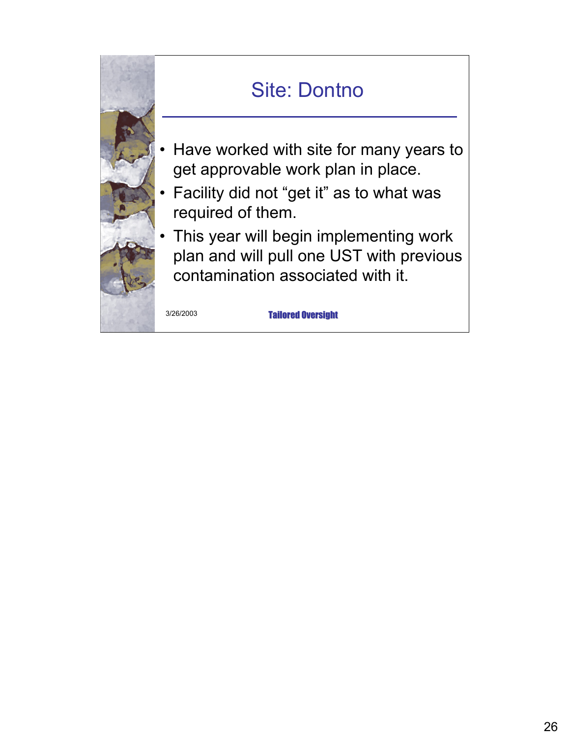# Site: Dontno

- Have worked with site for many years to get approvable work plan in place.
- Facility did not “get it” as to what was required of them.
- This year will begin implementing work plan and will pull one UST with previous contamination associated with it.

3/26/2003 Tailored Oversight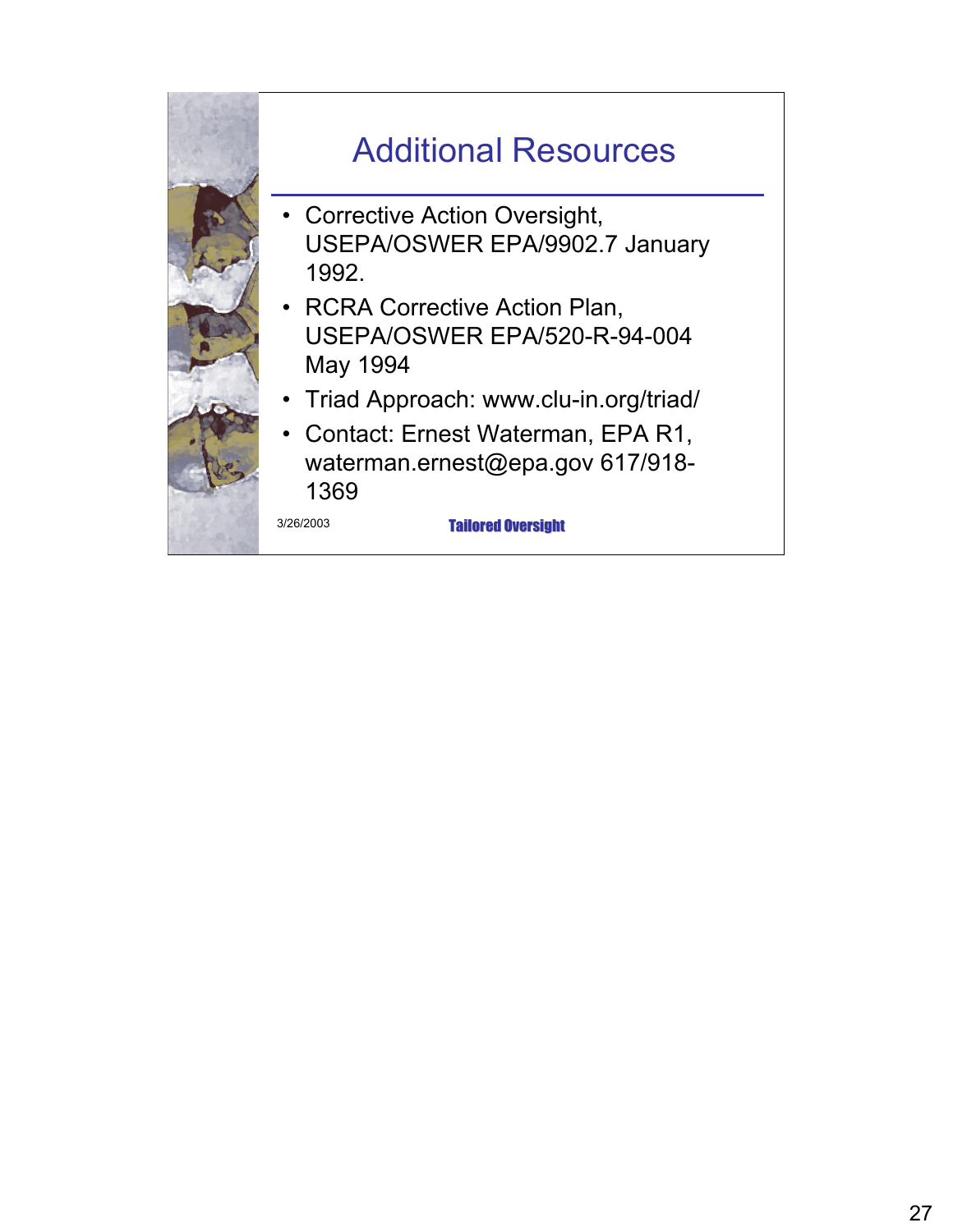# Additional Resources

- Corrective Action Oversight, USEPA/OSWER EPA/9902.7 January 1992.
- RCRA Corrective Action Plan, USEPA/OSWER EPA/520-R-94-004 May 1994
- Triad Approach: www.clu-in.org/triad/
- Contact: Ernest Waterman, EPA R1, waterman.ernest@epa.gov 617/918-1369

3/26/2003

**Tailored Oversight**